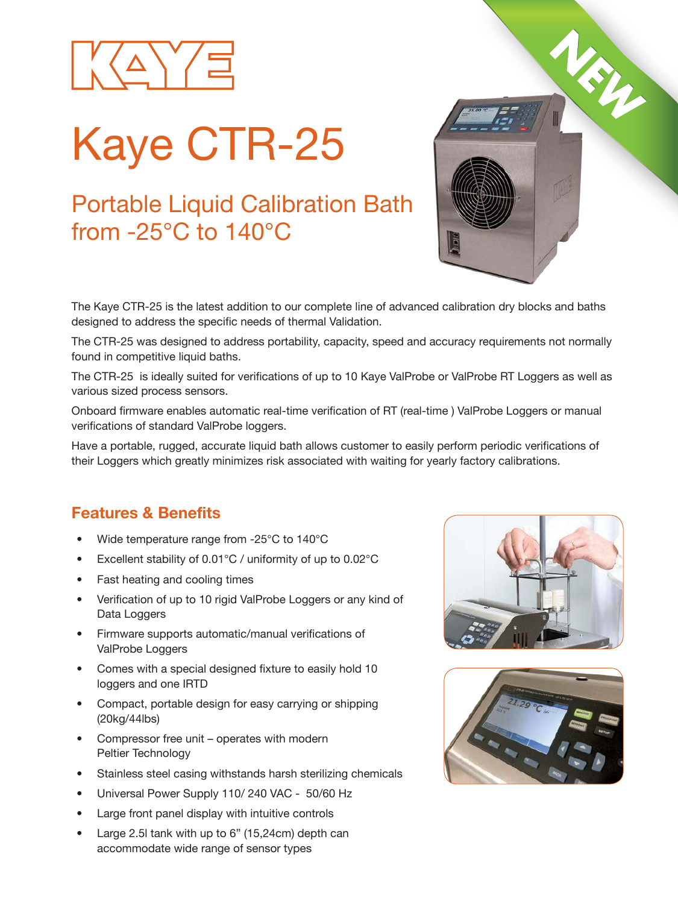KAYE

# Kaye CTR-25

## Portable Liquid Calibration Bath from -25°C to 140°C

NEW

The Kaye CTR-25 is the latest addition to our complete line of advanced calibration dry blocks and baths designed to address the specific needs of thermal Validation.

The CTR-25 was designed to address portability, capacity, speed and accuracy requirements not normally found in competitive liquid baths.

The CTR-25 is ideally suited for verifications of up to 10 Kaye ValProbe or ValProbe RT Loggers as well as various sized process sensors.

Onboard firmware enables automatic real-time verification of RT (real-time ) ValProbe Loggers or manual verifications of standard ValProbe loggers.

Have a portable, rugged, accurate liquid bath allows customer to easily perform periodic verifications of their Loggers which greatly minimizes risk associated with waiting for yearly factory calibrations.

### Features & Benefits

- Wide temperature range from -25°C to 140°C
- Excellent stability of 0.01°C / uniformity of up to 0.02°C
- Fast heating and cooling times
- Verification of up to 10 rigid ValProbe Loggers or any kind of Data Loggers
- Firmware supports automatic/manual verifications of ValProbe Loggers
- Comes with a special designed fixture to easily hold 10 loggers and one IRTD
- Compact, portable design for easy carrying or shipping (20kg/44lbs)
- Compressor free unit – operates with modern Peltier Technology
- Stainless steel casing withstands harsh sterilizing chemicals
- Universal Power Supply 110/ 240 VAC - 50/60 Hz
- Large front panel display with intuitive controls
- Large 2.5l tank with up to 6” (15,24cm) depth can accommodate wide range of sensor types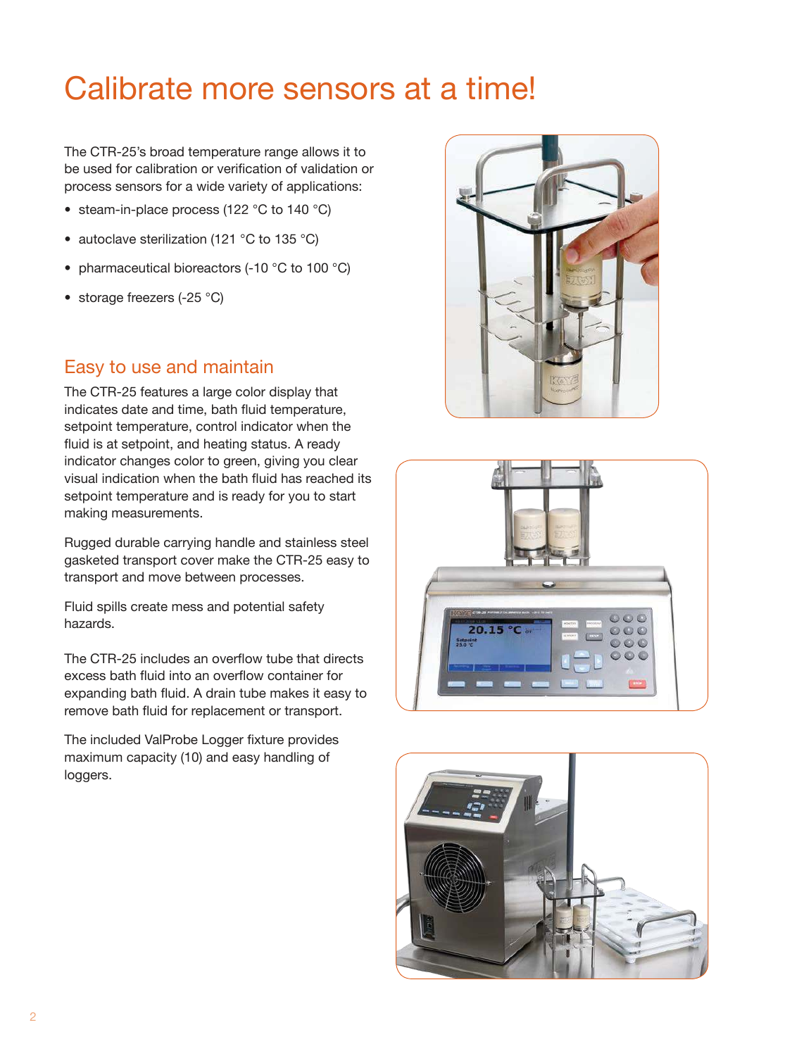# Calibrate more sensors at a time!

The CTR-25's broad temperature range allows it to be used for calibration or verification of validation or process sensors for a wide variety of applications:

- steam-in-place process (122 °C to 140 °C)
- autoclave sterilization (121 °C to 135 °C)
- pharmaceutical bioreactors (-10 °C to 100 °C)
- storage freezers (-25 °C)

## Easy to use and maintain

The CTR-25 features a large color display that indicates date and time, bath fluid temperature, setpoint temperature, control indicator when the fluid is at setpoint, and heating status. A ready indicator changes color to green, giving you clear visual indication when the bath fluid has reached its setpoint temperature and is ready for you to start making measurements.

Rugged durable carrying handle and stainless steel gasketed transport cover make the CTR-25 easy to transport and move between processes.

Fluid spills create mess and potential safety hazards.

The CTR-25 includes an overflow tube that directs excess bath fluid into an overflow container for expanding bath fluid. A drain tube makes it easy to remove bath fluid for replacement or transport.

The included ValProbe Logger fixture provides maximum capacity (10) and easy handling of loggers.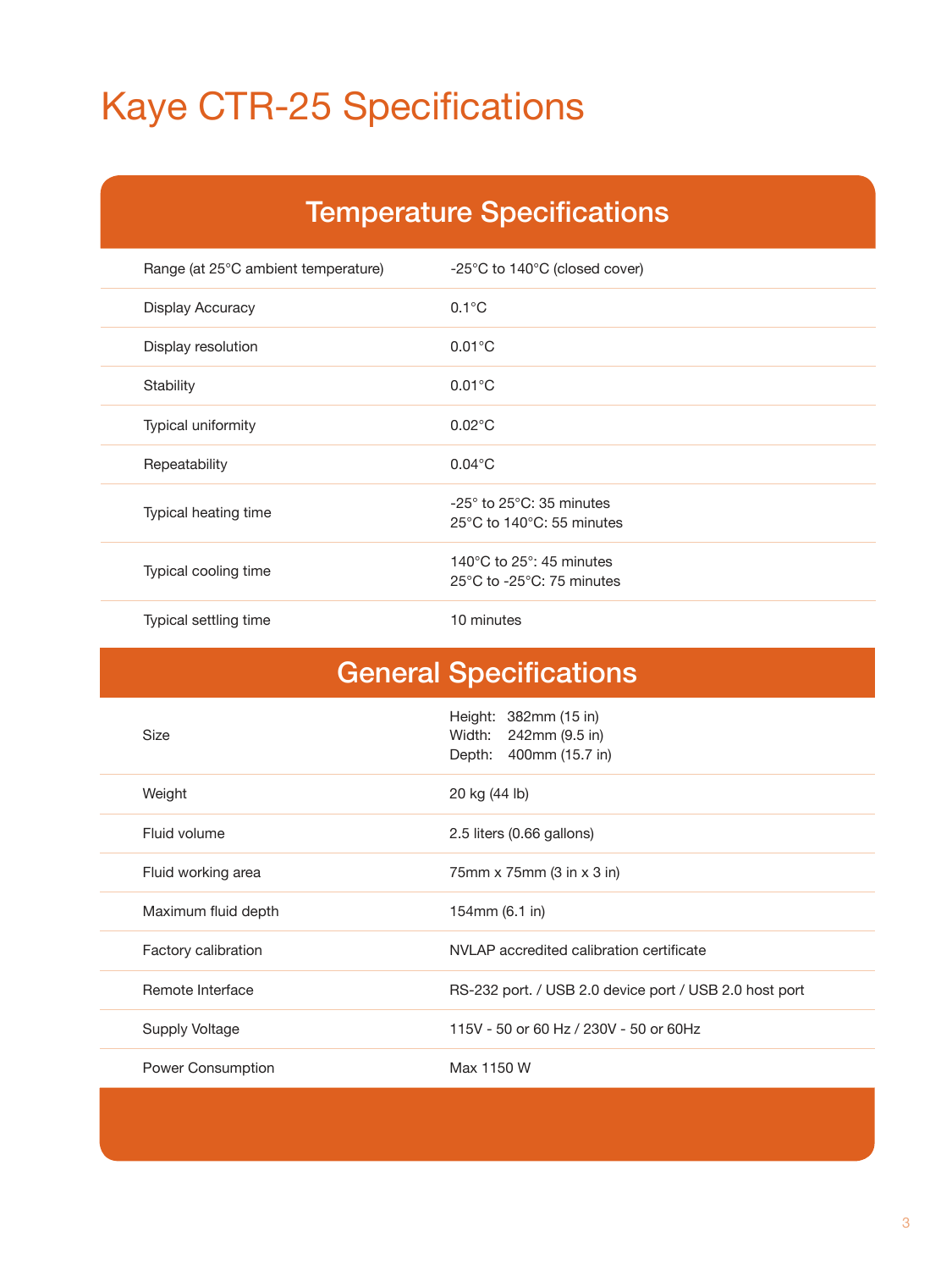# Kaye CTR-25 Specifications

## Temperature Specifications

| | |
|---|---|
| Range (at 25°C ambient temperature) | -25°C to 140°C (closed cover) |
| Display Accuracy | 0.1°C |
| Display resolution | 0.01°C |
| Stability | 0.01°C |
| Typical uniformity | 0.02°C |
| Repeatability | 0.04°C |
| Typical heating time | -25° to 25°C: 35 minutes<br>25°C to 140°C: 55 minutes |
| Typical cooling time | 140°C to 25°: 45 minutes<br>25°C to -25°C: 75 minutes |
| Typical settling time | 10 minutes |

## General Specifications

| | |
|---|---|
| Size | Height: 382mm (15 in)<br>Width: 242mm (9.5 in)<br>Depth: 400mm (15.7 in) |
| Weight | 20 kg (44 lb) |
| Fluid volume | 2.5 liters (0.66 gallons) |
| Fluid working area | 75mm x 75mm (3 in x 3 in) |
| Maximum fluid depth | 154mm (6.1 in) |
| Factory calibration | NVLAP accredited calibration certificate |
| Remote Interface | RS-232 port. / USB 2.0 device port / USB 2.0 host port |
| Supply Voltage | 115V - 50 or 60 Hz / 230V - 50 or 60Hz |
| Power Consumption | Max 1150 W |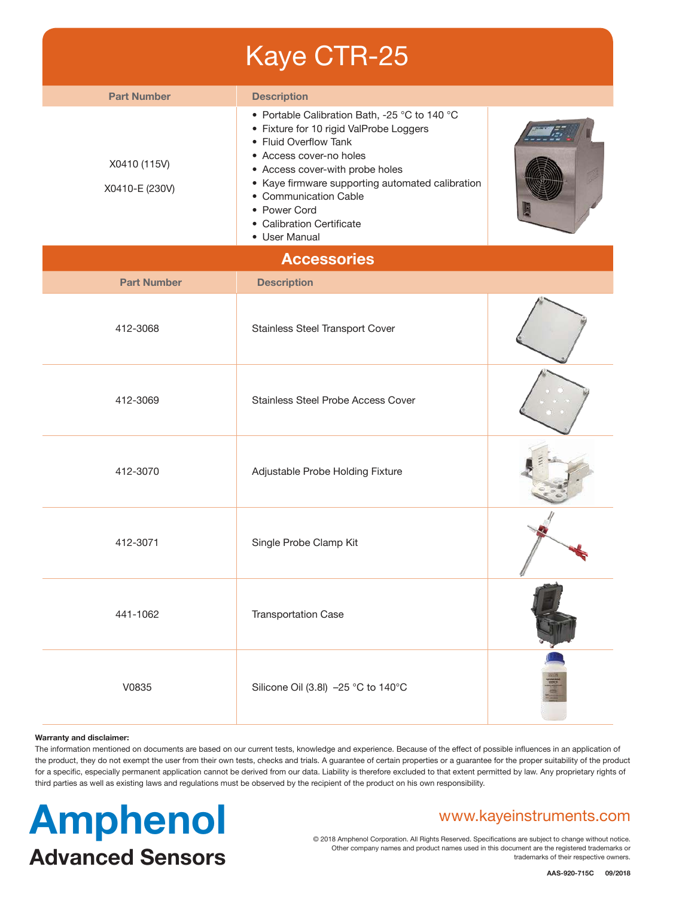# Kaye CTR-25

| Part Number | Description |
|---|---|
| X0410 (115V)<br>X0410-E (230V) | • Portable Calibration Bath, -25 °C to 140 °C<br>• Fixture for 10 rigid ValProbe Loggers<br>• Fluid Overflow Tank<br>• Access cover-no holes<br>• Access cover-with probe holes<br>• Kaye firmware supporting automated calibration<br>• Communication Cable<br>• Power Cord<br>• Calibration Certificate<br>• User Manual |

## Accessories

| Part Number | Description |
|---|---|
| 412-3068 | Stainless Steel Transport Cover |
| 412-3069 | Stainless Steel Probe Access Cover |
| 412-3070 | Adjustable Probe Holding Fixture |
| 412-3071 | Single Probe Clamp Kit |
| 441-1062 | Transportation Case |
| V0835 | Silicone Oil (3.8l) –25 °C to 140°C |

**Warranty and disclaimer:**

The information mentioned on documents are based on our current tests, knowledge and experience. Because of the effect of possible influences in an application of the product, they do not exempt the user from their own tests, checks and trials. A guarantee of certain properties or a guarantee for the proper suitability of the product for a specific, especially permanent application cannot be derived from our data. Liability is therefore excluded to that extent permitted by law. Any proprietary rights of third parties as well as existing laws and regulations must be observed by the recipient of the product on his own responsibility.

**Amphenol**
**Advanced Sensors**

www.kayeinstruments.com

© 2018 Amphenol Corporation. All Rights Reserved. Specifications are subject to change without notice. Other company names and product names used in this document are the registered trademarks or trademarks of their respective owners.

AAS-920-715C 09/2018